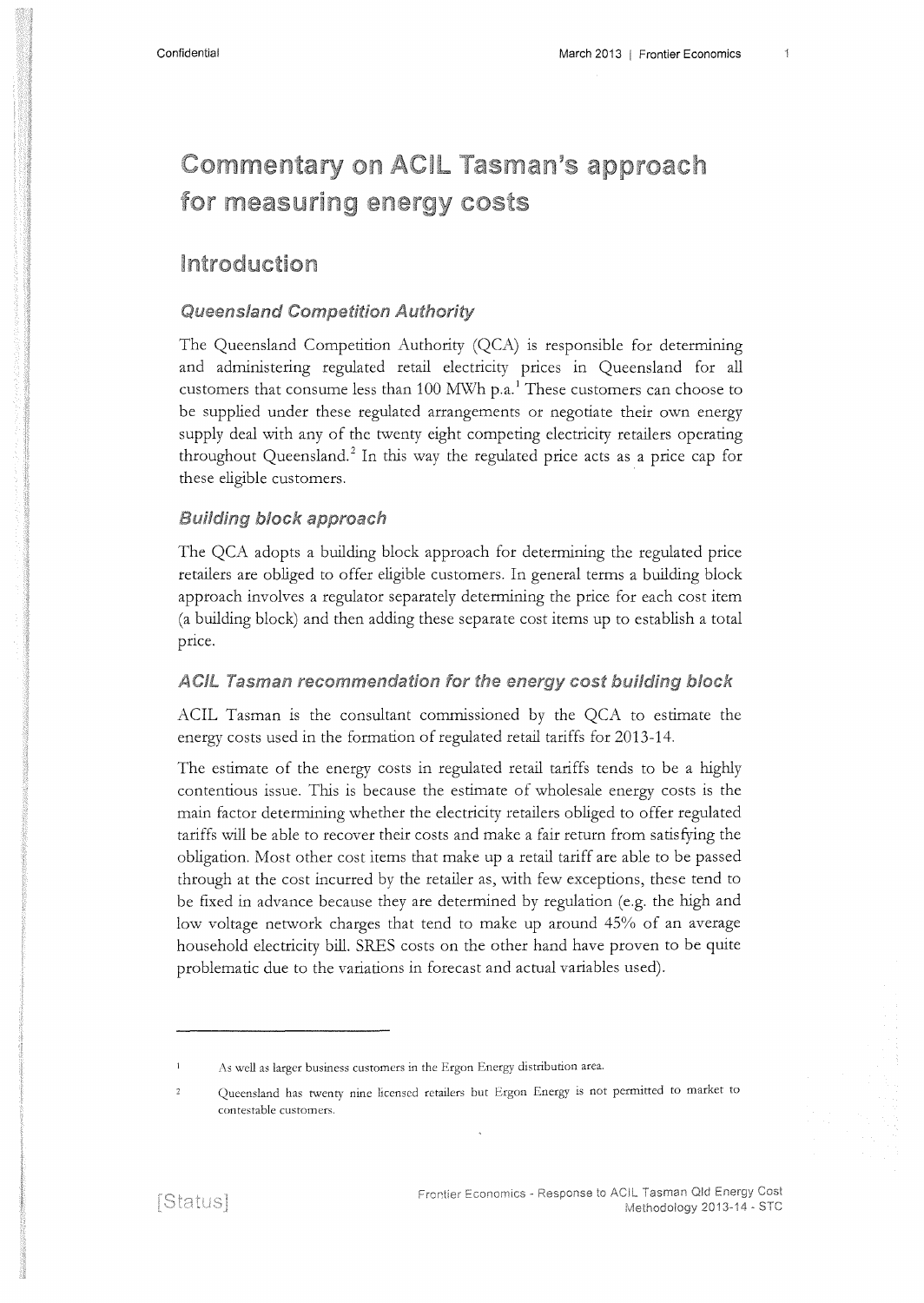# Commentary on ACIL Tasman's approach for measuring energy costs

## Introduction

### Queensland Competition Authority

The Queensland Competition Authority (QCA) is responsible for determining and administering regulated retail electricity prices in Queensland for all customers that consume less than 100 MWh p.a.[1] These customers can choose to be supplied under these regulated arrangements or negotiate their own energy supply deal with any of the twenty eight competing electricity retailers operating throughout Queensland.[2] In this way the regulated price acts as a price cap for these eligible customers.

### Building block approach

The QCA adopts a building block approach for determining the regulated price retailers are obliged to offer eligible customers. In general terms a building block approach involves a regulator separately determining the price for each cost item (a building block) and then adding these separate cost items up to establish a total price.

### ACIL Tasman recommendation for the energy cost building block

ACIL Tasman is the consultant commissioned by the QCA to estimate the energy costs used in the formation of regulated retail tariffs for 2013-14.

The estimate of the energy costs in regulated retail tariffs tends to be a highly contentious issue. This is because the estimate of wholesale energy costs is the main factor determining whether the electricity retailers obliged to offer regulated tariffs will be able to recover their costs and make a fair return from satisfying the obligation. Most other cost items that make up a retail tariff are able to be passed through at the cost incurred by the retailer as, with few exceptions, these tend to be fixed in advance because they are determined by regulation (e.g. the high and low voltage network charges that tend to make up around 45% of an average household electricity bill. SRES costs on the other hand have proven to be quite problematic due to the variations in forecast and actual variables used).

---

[1] As well as larger business customers in the Ergon Energy distribution area.

[2] Queensland has twenty nine licensed retailers but Ergon Energy is not permitted to market to contestable customers.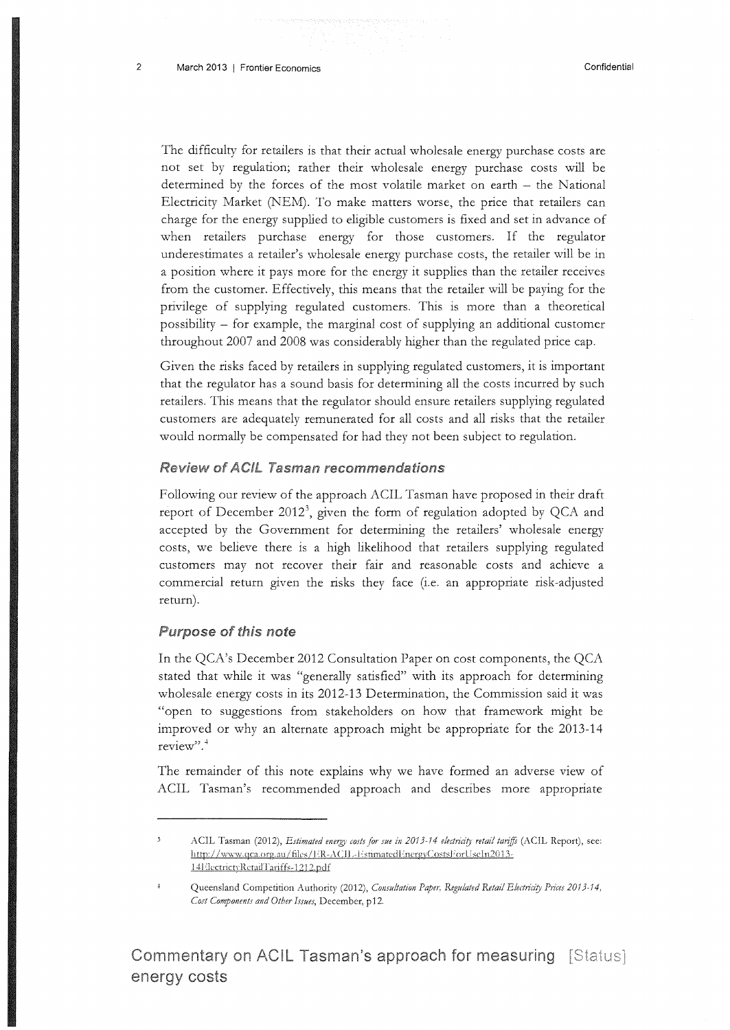The difficulty for retailers is that their actual wholesale energy purchase costs are not set by regulation; rather their wholesale energy purchase costs will be determined by the forces of the most volatile market on earth – the National Electricity Market (NEM). To make matters worse, the price that retailers can charge for the energy supplied to eligible customers is fixed and set in advance of when retailers purchase energy for those customers. If the regulator underestimates a retailer's wholesale energy purchase costs, the retailer will be in a position where it pays more for the energy it supplies than the retailer receives from the customer. Effectively, this means that the retailer will be paying for the privilege of supplying regulated customers. This is more than a theoretical possibility – for example, the marginal cost of supplying an additional customer throughout 2007 and 2008 was considerably higher than the regulated price cap.

Given the risks faced by retailers in supplying regulated customers, it is important that the regulator has a sound basis for determining all the costs incurred by such retailers. This means that the regulator should ensure retailers supplying regulated customers are adequately remunerated for all costs and all risks that the retailer would normally be compensated for had they not been subject to regulation.

### Review of ACIL Tasman recommendations

Following our review of the approach ACIL Tasman have proposed in their draft report of December 2012[3], given the form of regulation adopted by QCA and accepted by the Government for determining the retailers' wholesale energy costs, we believe there is a high likelihood that retailers supplying regulated customers may not recover their fair and reasonable costs and achieve a commercial return given the risks they face (i.e. an appropriate risk-adjusted return).

### Purpose of this note

In the QCA's December 2012 Consultation Paper on cost components, the QCA stated that while it was "generally satisfied" with its approach for determining wholesale energy costs in its 2012-13 Determination, the Commission said it was "open to suggestions from stakeholders on how that framework might be improved or why an alternate approach might be appropriate for the 2013-14 review".[4]

The remainder of this note explains why we have formed an adverse view of ACIL Tasman's recommended approach and describes more appropriate

---

[3] ACIL Tasman (2012), *Estimated energy costs for use in 2013-14 electricity retail tariffs* (ACIL Report), see: http://www.qca.org.au/files/ER-ACIL-EstimatedEnergyCostsForUseIn2013-14ElectricityRetailTariffs-1212.pdf

[4] Queensland Competition Authority (2012), *Consultation Paper, Regulated Retail Electricity Prices 2013-14, Cost Components and Other Issues*, December, p12.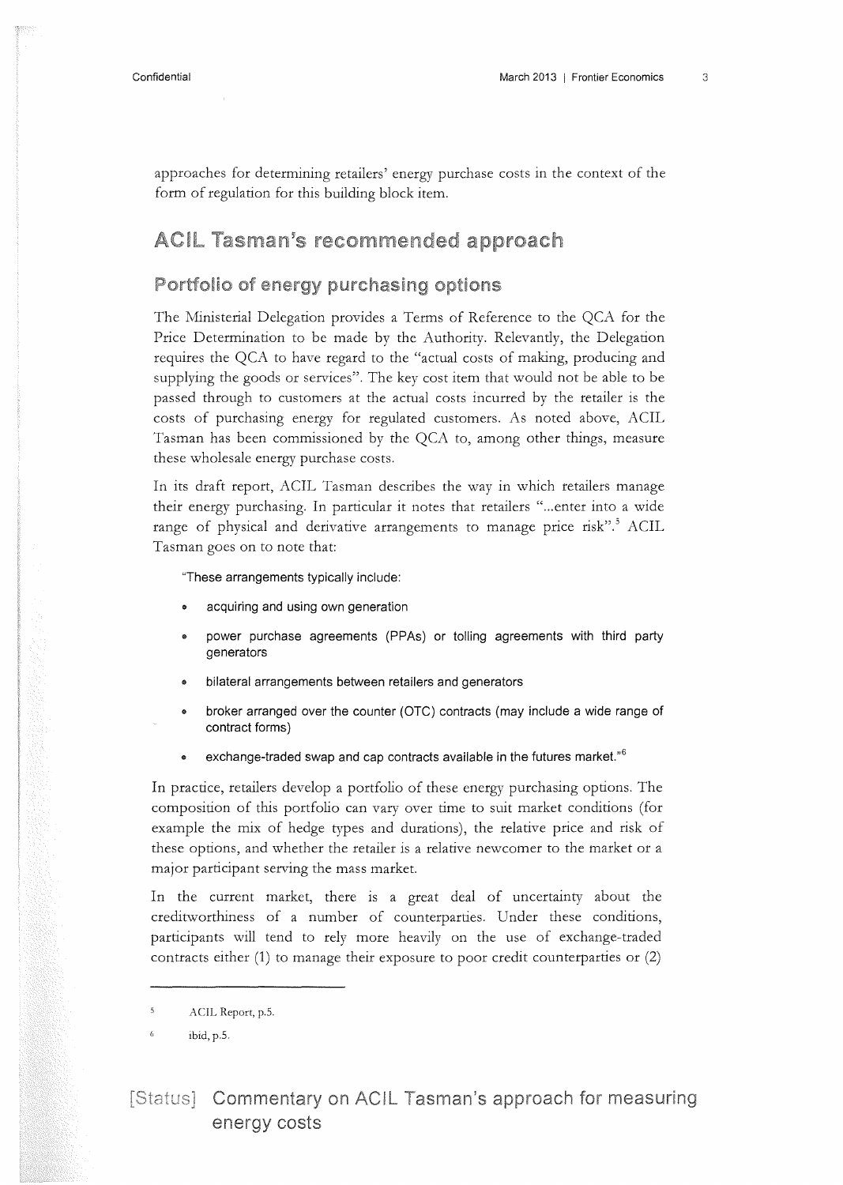approaches for determining retailers' energy purchase costs in the context of the form of regulation for this building block item.

## ACIL Tasman's recommended approach

### Portfolio of energy purchasing options

The Ministerial Delegation provides a Terms of Reference to the QCA for the Price Determination to be made by the Authority. Relevantly, the Delegation requires the QCA to have regard to the "actual costs of making, producing and supplying the goods or services". The key cost item that would not be able to be passed through to customers at the actual costs incurred by the retailer is the costs of purchasing energy for regulated customers. As noted above, ACIL Tasman has been commissioned by the QCA to, among other things, measure these wholesale energy purchase costs.

In its draft report, ACIL Tasman describes the way in which retailers manage their energy purchasing. In particular it notes that retailers "...enter into a wide range of physical and derivative arrangements to manage price risk".[5] ACIL Tasman goes on to note that:

> "These arrangements typically include:
>
> - acquiring and using own generation
> - power purchase agreements (PPAs) or tolling agreements with third party generators
> - bilateral arrangements between retailers and generators
> - broker arranged over the counter (OTC) contracts (may include a wide range of contract forms)
> - exchange-traded swap and cap contracts available in the futures market."[6]

In practice, retailers develop a portfolio of these energy purchasing options. The composition of this portfolio can vary over time to suit market conditions (for example the mix of hedge types and durations), the relative price and risk of these options, and whether the retailer is a relative newcomer to the market or a major participant serving the mass market.

In the current market, there is a great deal of uncertainty about the creditworthiness of a number of counterparties. Under these conditions, participants will tend to rely more heavily on the use of exchange-traded contracts either (1) to manage their exposure to poor credit counterparties or (2)

---

5 ACIL Report, p.5.

6 ibid, p.5.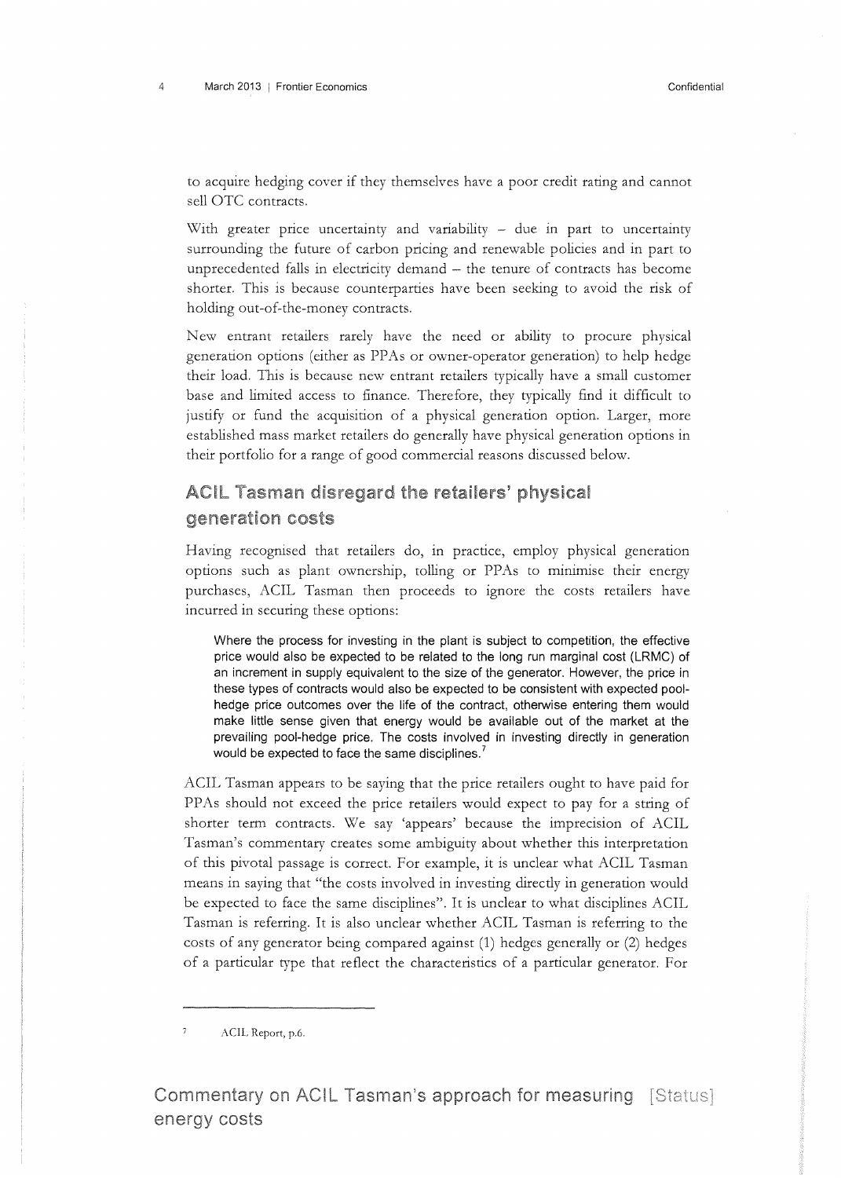to acquire hedging cover if they themselves have a poor credit rating and cannot sell OTC contracts.

With greater price uncertainty and variability – due in part to uncertainty surrounding the future of carbon pricing and renewable policies and in part to unprecedented falls in electricity demand – the tenure of contracts has become shorter. This is because counterparties have been seeking to avoid the risk of holding out-of-the-money contracts.

New entrant retailers rarely have the need or ability to procure physical generation options (either as PPAs or owner-operator generation) to help hedge their load. This is because new entrant retailers typically have a small customer base and limited access to finance. Therefore, they typically find it difficult to justify or fund the acquisition of a physical generation option. Larger, more established mass market retailers do generally have physical generation options in their portfolio for a range of good commercial reasons discussed below.

## ACIL Tasman disregard the retailers' physical generation costs

Having recognised that retailers do, in practice, employ physical generation options such as plant ownership, tolling or PPAs to minimise their energy purchases, ACIL Tasman then proceeds to ignore the costs retailers have incurred in securing these options:

> Where the process for investing in the plant is subject to competition, the effective price would also be expected to be related to the long run marginal cost (LRMC) of an increment in supply equivalent to the size of the generator. However, the price in these types of contracts would also be expected to be consistent with expected pool-hedge price outcomes over the life of the contract, otherwise entering them would make little sense given that energy would be available out of the market at the prevailing pool-hedge price. The costs involved in investing directly in generation would be expected to face the same disciplines.[7]

ACIL Tasman appears to be saying that the price retailers ought to have paid for PPAs should not exceed the price retailers would expect to pay for a string of shorter term contracts. We say 'appears' because the imprecision of ACIL Tasman's commentary creates some ambiguity about whether this interpretation of this pivotal passage is correct. For example, it is unclear what ACIL Tasman means in saying that "the costs involved in investing directly in generation would be expected to face the same disciplines". It is unclear to what disciplines ACIL Tasman is referring. It is also unclear whether ACIL Tasman is referring to the costs of any generator being compared against (1) hedges generally or (2) hedges of a particular type that reflect the characteristics of a particular generator. For

---

[7] ACIL Report, p.6.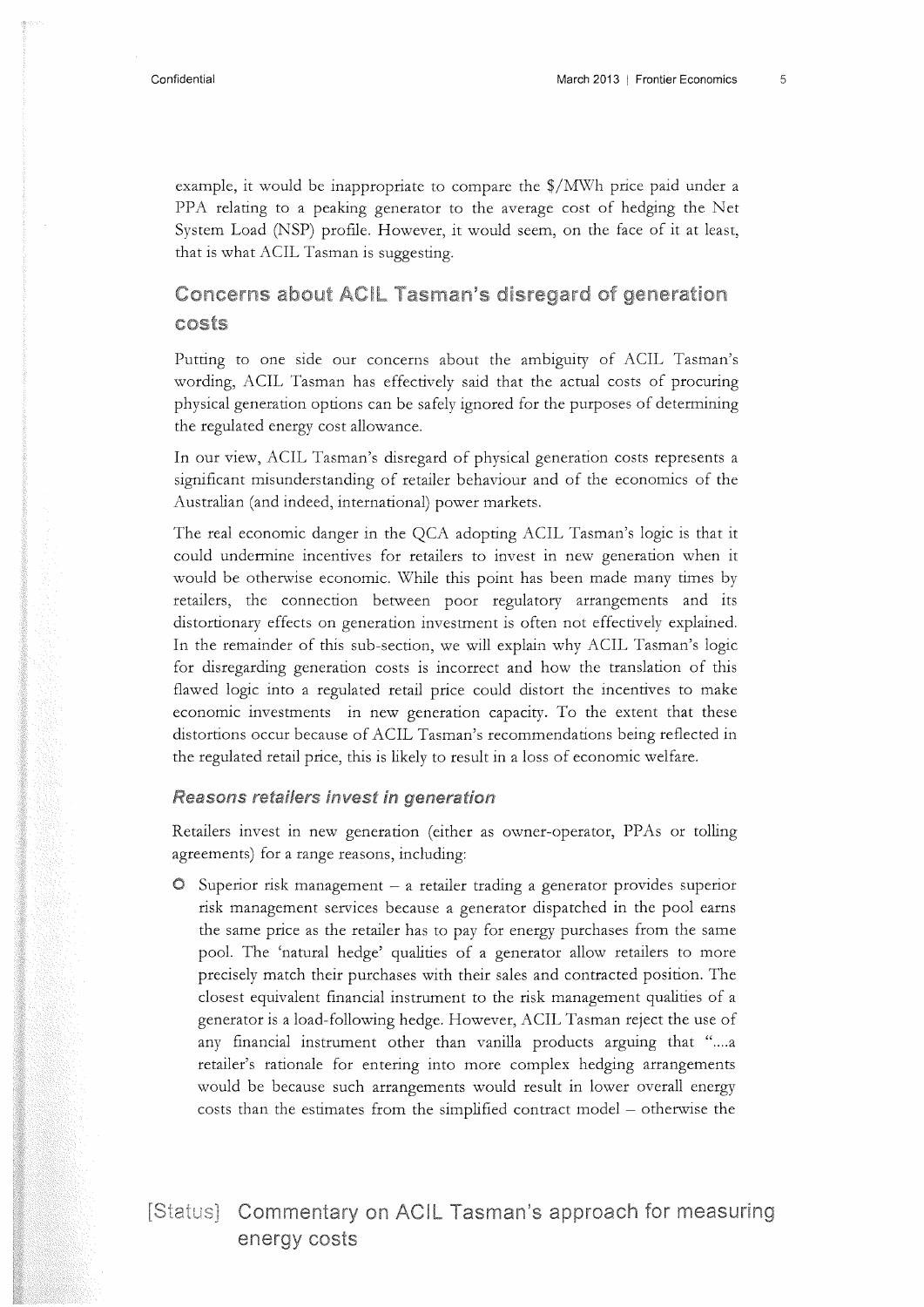example, it would be inappropriate to compare the $/MWh price paid under a PPA relating to a peaking generator to the average cost of hedging the Net System Load (NSP) profile. However, it would seem, on the face of it at least, that is what ACIL Tasman is suggesting.

## Concerns about ACIL Tasman's disregard of generation costs

Putting to one side our concerns about the ambiguity of ACIL Tasman's wording, ACIL Tasman has effectively said that the actual costs of procuring physical generation options can be safely ignored for the purposes of determining the regulated energy cost allowance.

In our view, ACIL Tasman's disregard of physical generation costs represents a significant misunderstanding of retailer behaviour and of the economics of the Australian (and indeed, international) power markets.

The real economic danger in the QCA adopting ACIL Tasman's logic is that it could undermine incentives for retailers to invest in new generation when it would be otherwise economic. While this point has been made many times by retailers, the connection between poor regulatory arrangements and its distortionary effects on generation investment is often not effectively explained. In the remainder of this sub-section, we will explain why ACIL Tasman's logic for disregarding generation costs is incorrect and how the translation of this flawed logic into a regulated retail price could distort the incentives to make economic investments in new generation capacity. To the extent that these distortions occur because of ACIL Tasman's recommendations being reflected in the regulated retail price, this is likely to result in a loss of economic welfare.

### Reasons retailers invest in generation

Retailers invest in new generation (either as owner-operator, PPAs or tolling agreements) for a range reasons, including:

- Superior risk management – a retailer trading a generator provides superior risk management services because a generator dispatched in the pool earns the same price as the retailer has to pay for energy purchases from the same pool. The 'natural hedge' qualities of a generator allow retailers to more precisely match their purchases with their sales and contracted position. The closest equivalent financial instrument to the risk management qualities of a generator is a load-following hedge. However, ACIL Tasman reject the use of any financial instrument other than vanilla products arguing that "....a retailer's rationale for entering into more complex hedging arrangements would be because such arrangements would result in lower overall energy costs than the estimates from the simplified contract model – otherwise the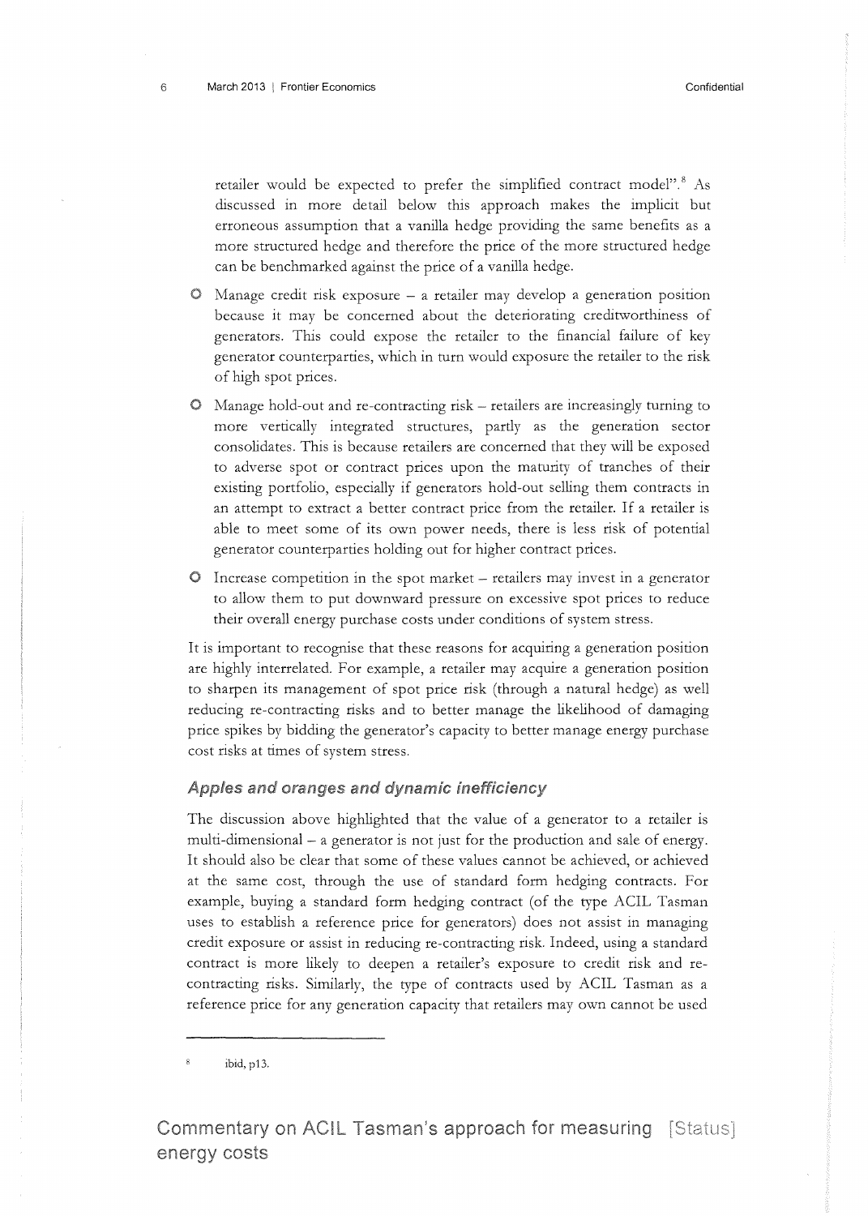retailer would be expected to prefer the simplified contract model".[8] As discussed in more detail below this approach makes the implicit but erroneous assumption that a vanilla hedge providing the same benefits as a more structured hedge and therefore the price of the more structured hedge can be benchmarked against the price of a vanilla hedge.

- Manage credit risk exposure – a retailer may develop a generation position because it may be concerned about the deteriorating creditworthiness of generators. This could expose the retailer to the financial failure of key generator counterparties, which in turn would exposure the retailer to the risk of high spot prices.
- Manage hold-out and re-contracting risk – retailers are increasingly turning to more vertically integrated structures, partly as the generation sector consolidates. This is because retailers are concerned that they will be exposed to adverse spot or contract prices upon the maturity of tranches of their existing portfolio, especially if generators hold-out selling them contracts in an attempt to extract a better contract price from the retailer. If a retailer is able to meet some of its own power needs, there is less risk of potential generator counterparties holding out for higher contract prices.
- Increase competition in the spot market – retailers may invest in a generator to allow them to put downward pressure on excessive spot prices to reduce their overall energy purchase costs under conditions of system stress.

It is important to recognise that these reasons for acquiring a generation position are highly interrelated. For example, a retailer may acquire a generation position to sharpen its management of spot price risk (through a natural hedge) as well reducing re-contracting risks and to better manage the likelihood of damaging price spikes by bidding the generator's capacity to better manage energy purchase cost risks at times of system stress.

### *Apples and oranges and dynamic inefficiency*

The discussion above highlighted that the value of a generator to a retailer is multi-dimensional – a generator is not just for the production and sale of energy. It should also be clear that some of these values cannot be achieved, or achieved at the same cost, through the use of standard form hedging contracts. For example, buying a standard form hedging contract (of the type ACIL Tasman uses to establish a reference price for generators) does not assist in managing credit exposure or assist in reducing re-contracting risk. Indeed, using a standard contract is more likely to deepen a retailer's exposure to credit risk and re-contracting risks. Similarly, the type of contracts used by ACIL Tasman as a reference price for any generation capacity that retailers may own cannot be used

---

[8] ibid, p13.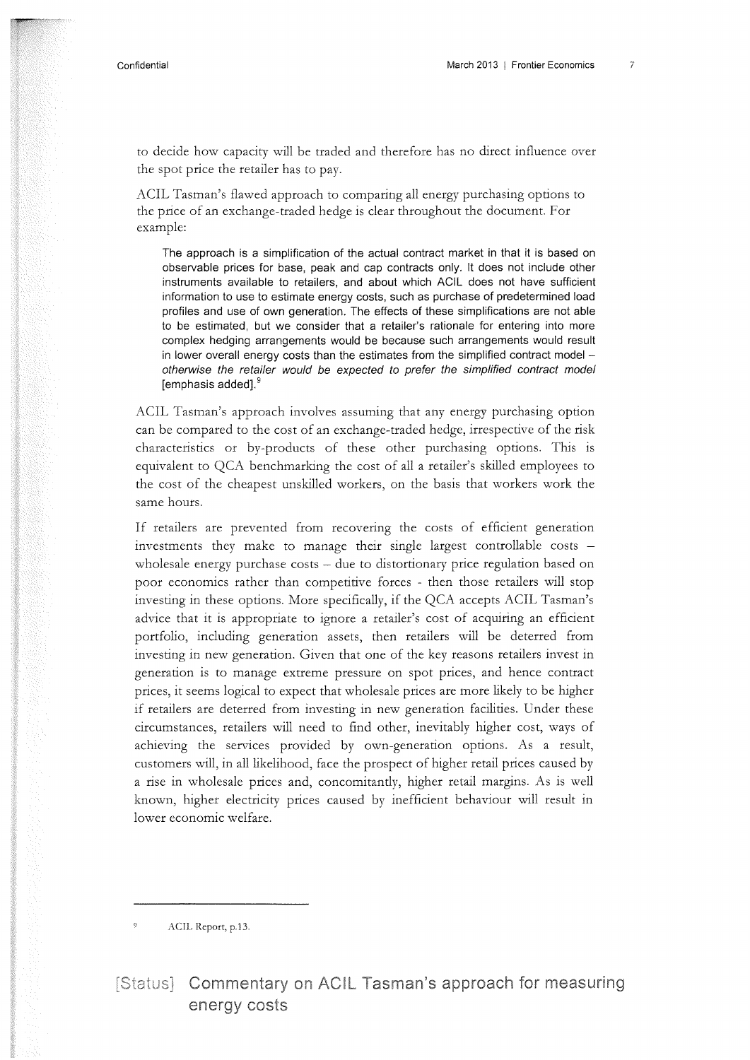to decide how capacity will be traded and therefore has no direct influence over the spot price the retailer has to pay.

ACIL Tasman's flawed approach to comparing all energy purchasing options to the price of an exchange-traded hedge is clear throughout the document. For example:

> The approach is a simplification of the actual contract market in that it is based on observable prices for base, peak and cap contracts only. It does not include other instruments available to retailers, and about which ACIL does not have sufficient information to use to estimate energy costs, such as purchase of predetermined load profiles and use of own generation. The effects of these simplifications are not able to be estimated, but we consider that a retailer's rationale for entering into more complex hedging arrangements would be because such arrangements would result in lower overall energy costs than the estimates from the simplified contract model – *otherwise the retailer would be expected to prefer the simplified contract model* [emphasis added].[9]

ACIL Tasman's approach involves assuming that any energy purchasing option can be compared to the cost of an exchange-traded hedge, irrespective of the risk characteristics or by-products of these other purchasing options. This is equivalent to QCA benchmarking the cost of all a retailer's skilled employees to the cost of the cheapest unskilled workers, on the basis that workers work the same hours.

If retailers are prevented from recovering the costs of efficient generation investments they make to manage their single largest controllable costs – wholesale energy purchase costs – due to distortionary price regulation based on poor economics rather than competitive forces - then those retailers will stop investing in these options. More specifically, if the QCA accepts ACIL Tasman's advice that it is appropriate to ignore a retailer's cost of acquiring an efficient portfolio, including generation assets, then retailers will be deterred from investing in new generation. Given that one of the key reasons retailers invest in generation is to manage extreme pressure on spot prices, and hence contract prices, it seems logical to expect that wholesale prices are more likely to be higher if retailers are deterred from investing in new generation facilities. Under these circumstances, retailers will need to find other, inevitably higher cost, ways of achieving the services provided by own-generation options. As a result, customers will, in all likelihood, face the prospect of higher retail prices caused by a rise in wholesale prices and, concomitantly, higher retail margins. As is well known, higher electricity prices caused by inefficient behaviour will result in lower economic welfare.

---

[9] ACIL Report, p.13.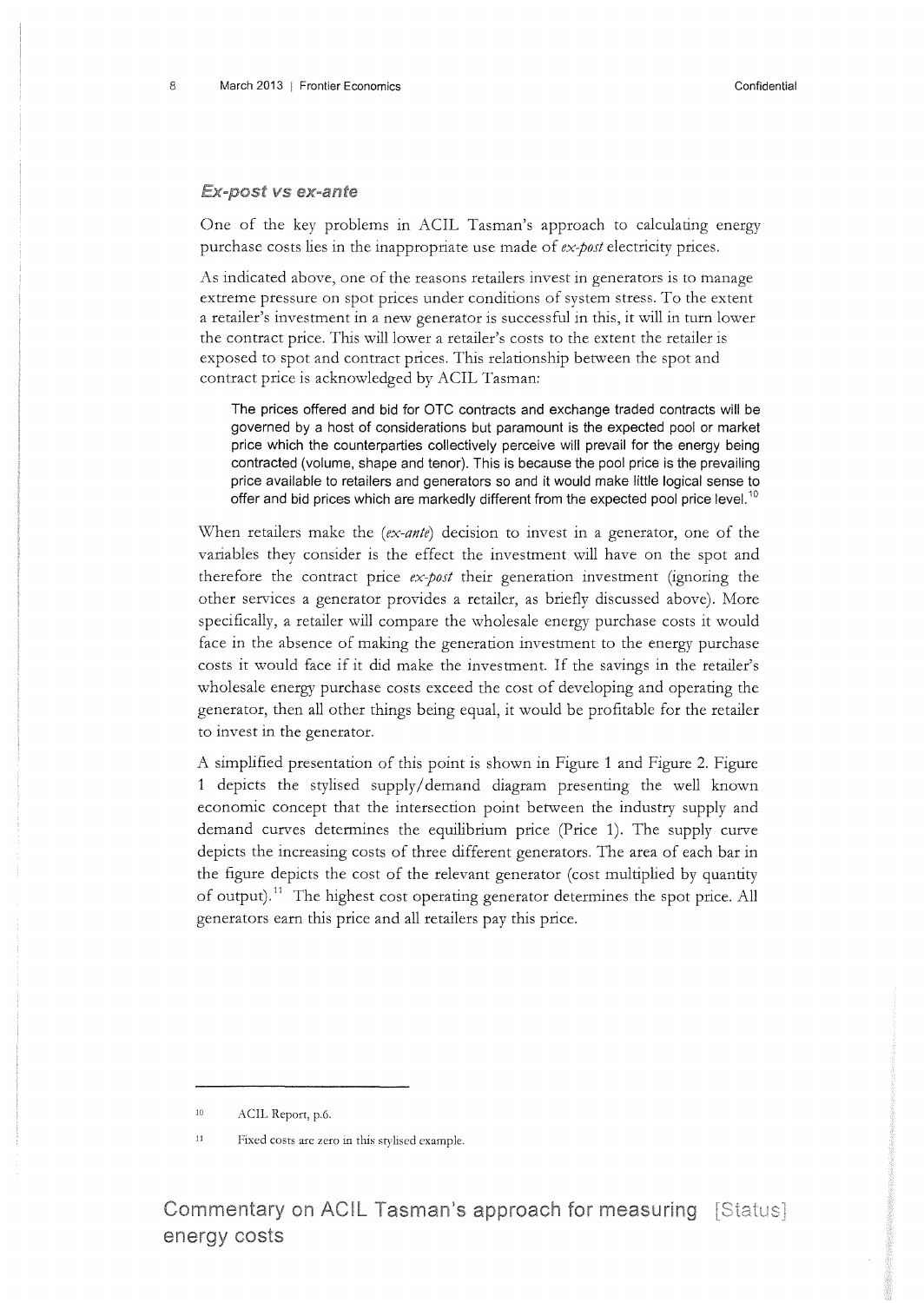### *Ex-post vs ex-ante*

One of the key problems in ACIL Tasman's approach to calculating energy purchase costs lies in the inappropriate use made of *ex-post* electricity prices.

As indicated above, one of the reasons retailers invest in generators is to manage extreme pressure on spot prices under conditions of system stress. To the extent a retailer's investment in a new generator is successful in this, it will in turn lower the contract price. This will lower a retailer's costs to the extent the retailer is exposed to spot and contract prices. This relationship between the spot and contract price is acknowledged by ACIL Tasman:

> The prices offered and bid for OTC contracts and exchange traded contracts will be governed by a host of considerations but paramount is the expected pool or market price which the counterparties collectively perceive will prevail for the energy being contracted (volume, shape and tenor). This is because the pool price is the prevailing price available to retailers and generators so and it would make little logical sense to offer and bid prices which are markedly different from the expected pool price level.[10]

When retailers make the (*ex-ante*) decision to invest in a generator, one of the variables they consider is the effect the investment will have on the spot and therefore the contract price *ex-post* their generation investment (ignoring the other services a generator provides a retailer, as briefly discussed above). More specifically, a retailer will compare the wholesale energy purchase costs it would face in the absence of making the generation investment to the energy purchase costs it would face if it did make the investment. If the savings in the retailer's wholesale energy purchase costs exceed the cost of developing and operating the generator, then all other things being equal, it would be profitable for the retailer to invest in the generator.

A simplified presentation of this point is shown in Figure 1 and Figure 2. Figure 1 depicts the stylised supply/demand diagram presenting the well known economic concept that the intersection point between the industry supply and demand curves determines the equilibrium price (Price 1). The supply curve depicts the increasing costs of three different generators. The area of each bar in the figure depicts the cost of the relevant generator (cost multiplied by quantity of output).[11] The highest cost operating generator determines the spot price. All generators earn this price and all retailers pay this price.

---

10 ACIL Report, p.6.

11 Fixed costs are zero in this stylised example.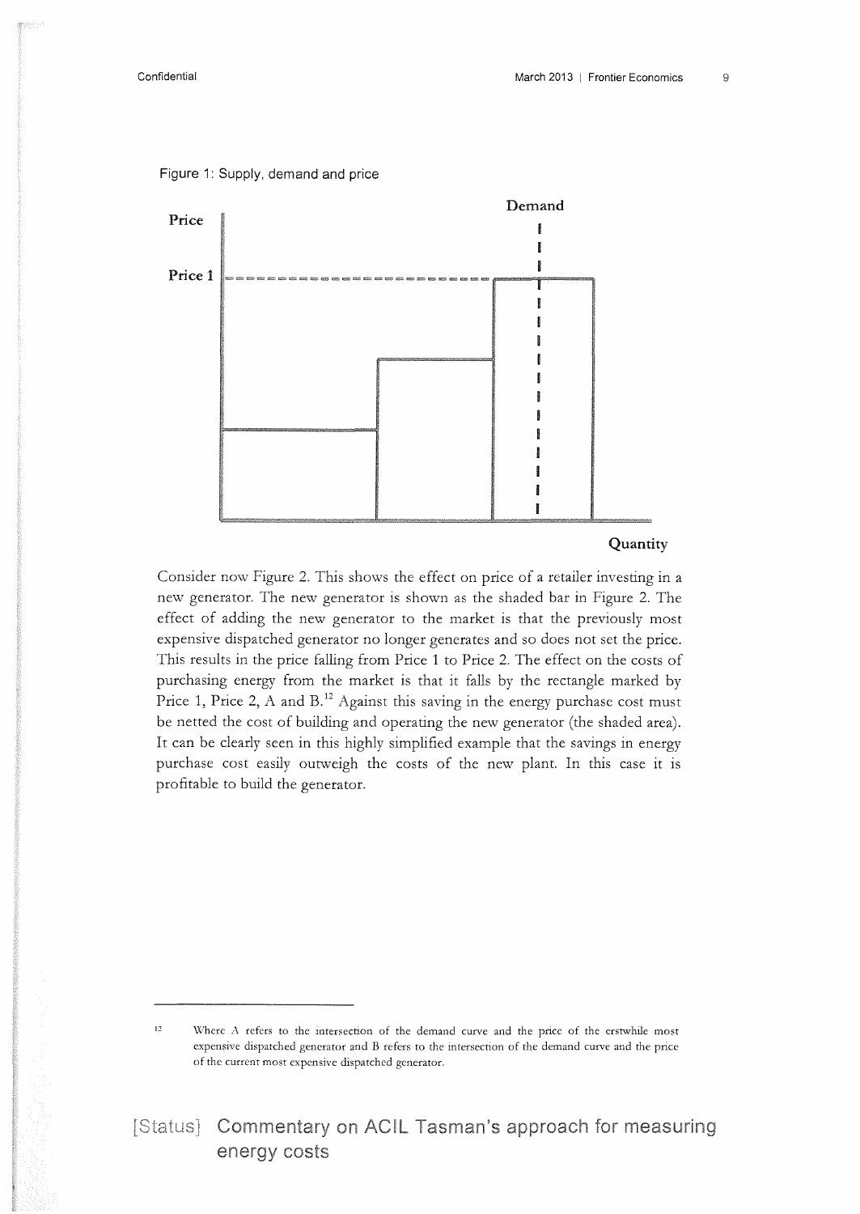Figure 1: Supply, demand and price

Consider now Figure 2. This shows the effect on price of a retailer investing in a new generator. The new generator is shown as the shaded bar in Figure 2. The effect of adding the new generator to the market is that the previously most expensive dispatched generator no longer generates and so does not set the price. This results in the price falling from Price 1 to Price 2. The effect on the costs of purchasing energy from the market is that it falls by the rectangle marked by Price 1, Price 2, A and B.[12] Against this saving in the energy purchase cost must be netted the cost of building and operating the new generator (the shaded area). It can be clearly seen in this highly simplified example that the savings in energy purchase cost easily outweigh the costs of the new plant. In this case it is profitable to build the generator.

---

[12] Where A refers to the intersection of the demand curve and the price of the erstwhile most expensive dispatched generator and B refers to the intersection of the demand curve and the price of the current most expensive dispatched generator.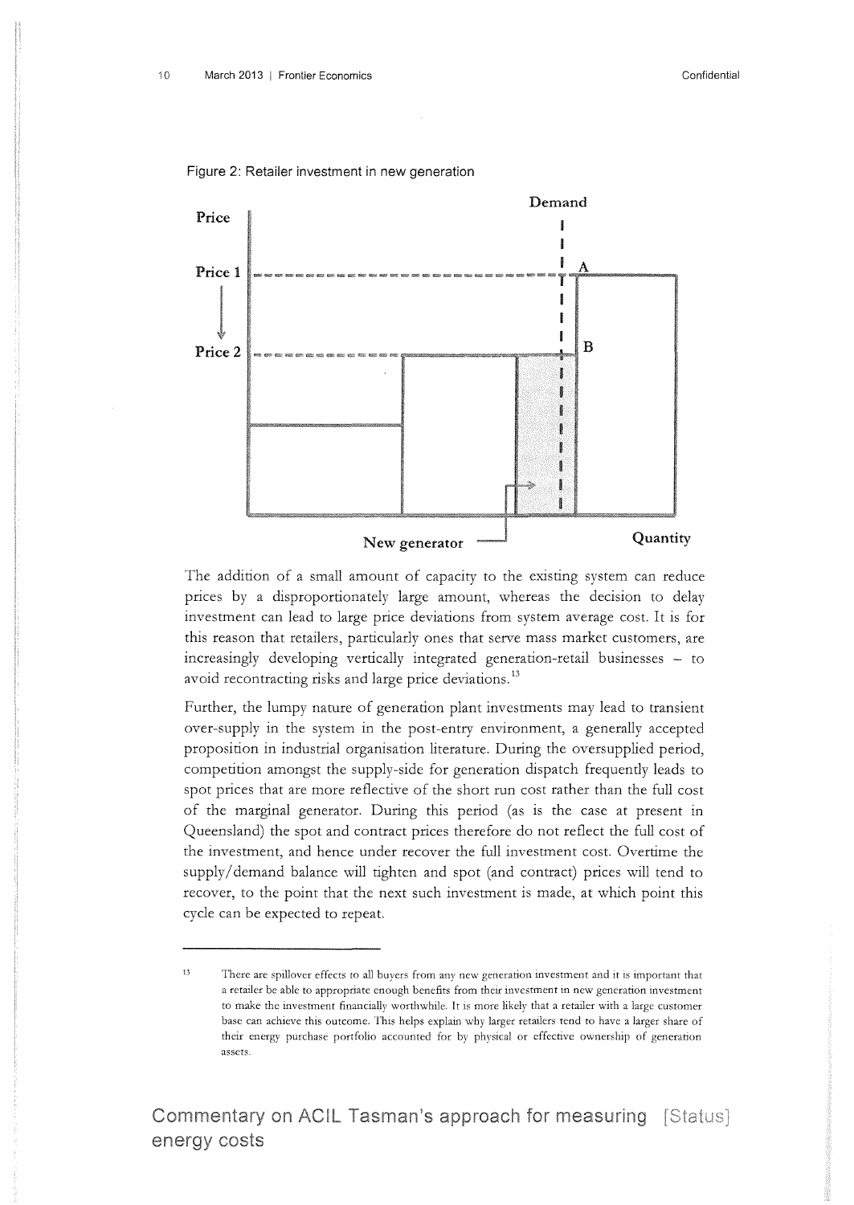Figure 2: Retailer investment in new generation

The addition of a small amount of capacity to the existing system can reduce prices by a disproportionately large amount, whereas the decision to delay investment can lead to large price deviations from system average cost. It is for this reason that retailers, particularly ones that serve mass market customers, are increasingly developing vertically integrated generation-retail businesses – to avoid recontracting risks and large price deviations.[13]

Further, the lumpy nature of generation plant investments may lead to transient over-supply in the system in the post-entry environment, a generally accepted proposition in industrial organisation literature. During the oversupplied period, competition amongst the supply-side for generation dispatch frequently leads to spot prices that are more reflective of the short run cost rather than the full cost of the marginal generator. During this period (as is the case at present in Queensland) the spot and contract prices therefore do not reflect the full cost of the investment, and hence under recover the full investment cost. Overtime the supply/demand balance will tighten and spot (and contract) prices will tend to recover, to the point that the next such investment is made, at which point this cycle can be expected to repeat.

[13] There are spillover effects to all buyers from any new generation investment and it is important that a retailer be able to appropriate enough benefits from their investment in new generation investment to make the investment financially worthwhile. It is more likely that a retailer with a large customer base can achieve this outcome. This helps explain why larger retailers tend to have a larger share of their energy purchase portfolio accounted for by physical or effective ownership of generation assets.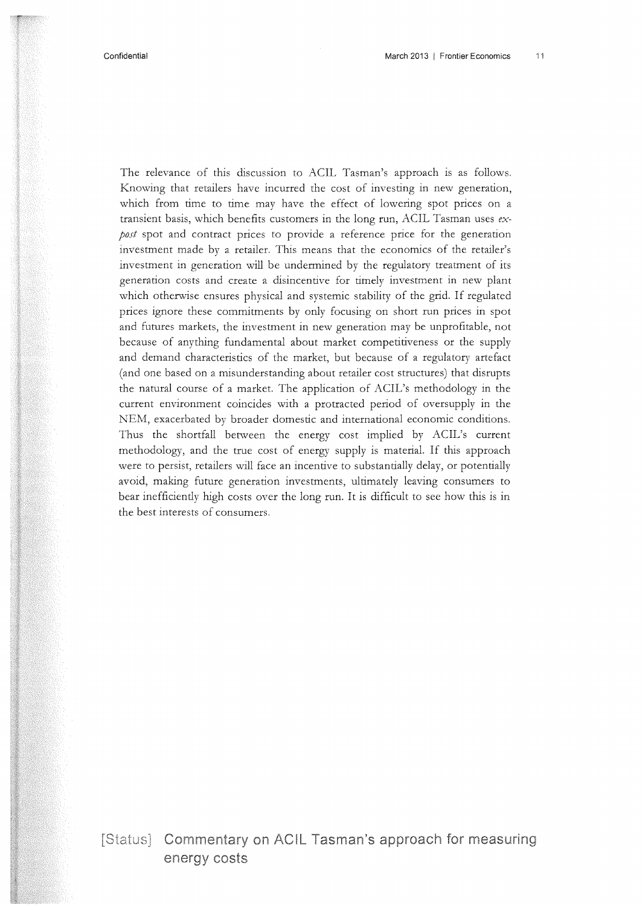The relevance of this discussion to ACIL Tasman's approach is as follows. Knowing that retailers have incurred the cost of investing in new generation, which from time to time may have the effect of lowering spot prices on a transient basis, which benefits customers in the long run, ACIL Tasman uses *ex-post* spot and contract prices to provide a reference price for the generation investment made by a retailer. This means that the economics of the retailer's investment in generation will be undermined by the regulatory treatment of its generation costs and create a disincentive for timely investment in new plant which otherwise ensures physical and systemic stability of the grid. If regulated prices ignore these commitments by only focusing on short run prices in spot and futures markets, the investment in new generation may be unprofitable, not because of anything fundamental about market competitiveness or the supply and demand characteristics of the market, but because of a regulatory artefact (and one based on a misunderstanding about retailer cost structures) that disrupts the natural course of a market. The application of ACIL's methodology in the current environment coincides with a protracted period of oversupply in the NEM, exacerbated by broader domestic and international economic conditions. Thus the shortfall between the energy cost implied by ACIL's current methodology, and the true cost of energy supply is material. If this approach were to persist, retailers will face an incentive to substantially delay, or potentially avoid, making future generation investments, ultimately leaving consumers to bear inefficiently high costs over the long run. It is difficult to see how this is in the best interests of consumers.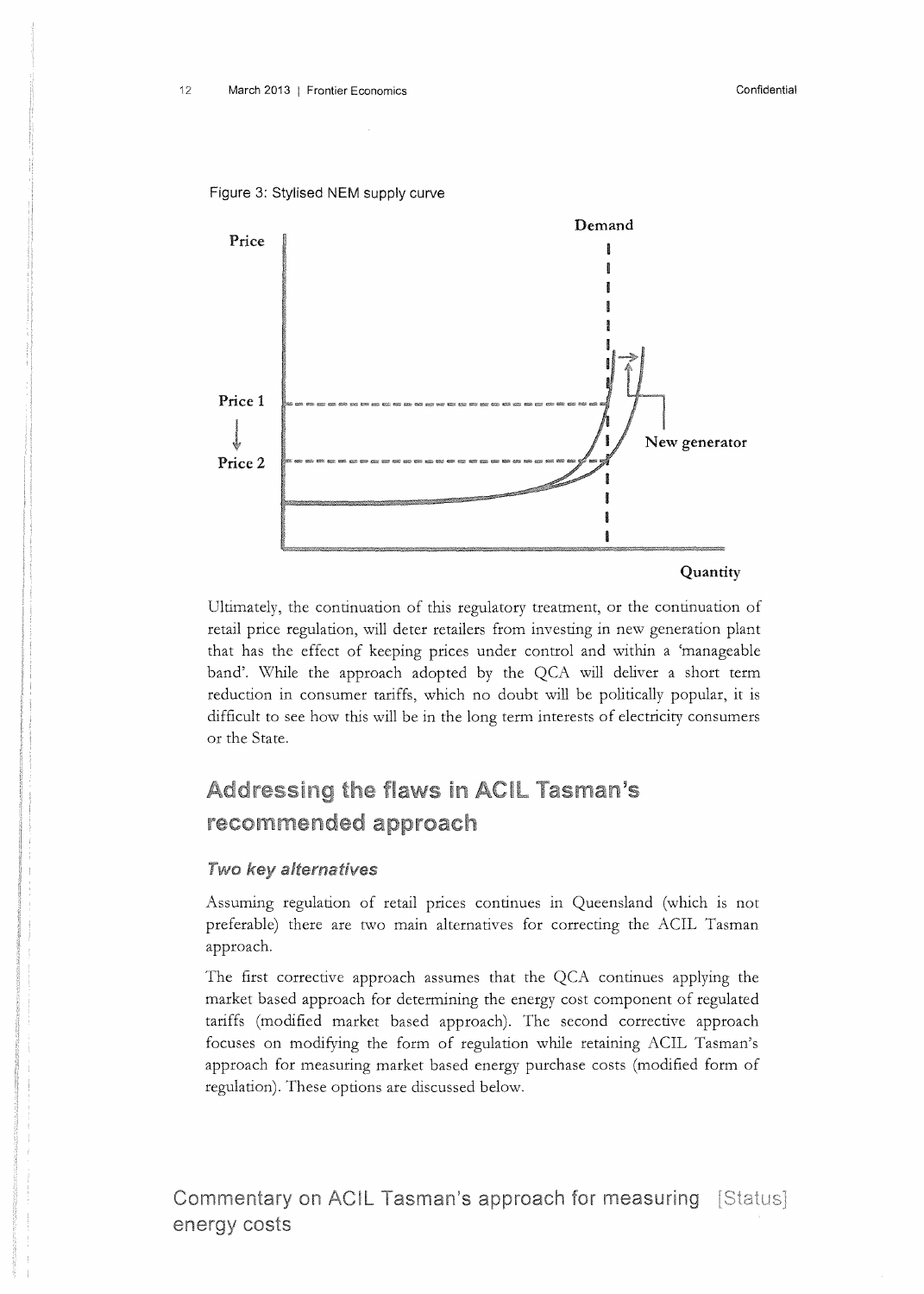Figure 3: Stylised NEM supply curve

Ultimately, the continuation of this regulatory treatment, or the continuation of retail price regulation, will deter retailers from investing in new generation plant that has the effect of keeping prices under control and within a 'manageable band'. While the approach adopted by the QCA will deliver a short term reduction in consumer tariffs, which no doubt will be politically popular, it is difficult to see how this will be in the long term interests of electricity consumers or the State.

## Addressing the flaws in ACIL Tasman's recommended approach

### *Two key alternatives*

Assuming regulation of retail prices continues in Queensland (which is not preferable) there are two main alternatives for correcting the ACIL Tasman approach.

The first corrective approach assumes that the QCA continues applying the market based approach for determining the energy cost component of regulated tariffs (modified market based approach). The second corrective approach focuses on modifying the form of regulation while retaining ACIL Tasman's approach for measuring market based energy purchase costs (modified form of regulation). These options are discussed below.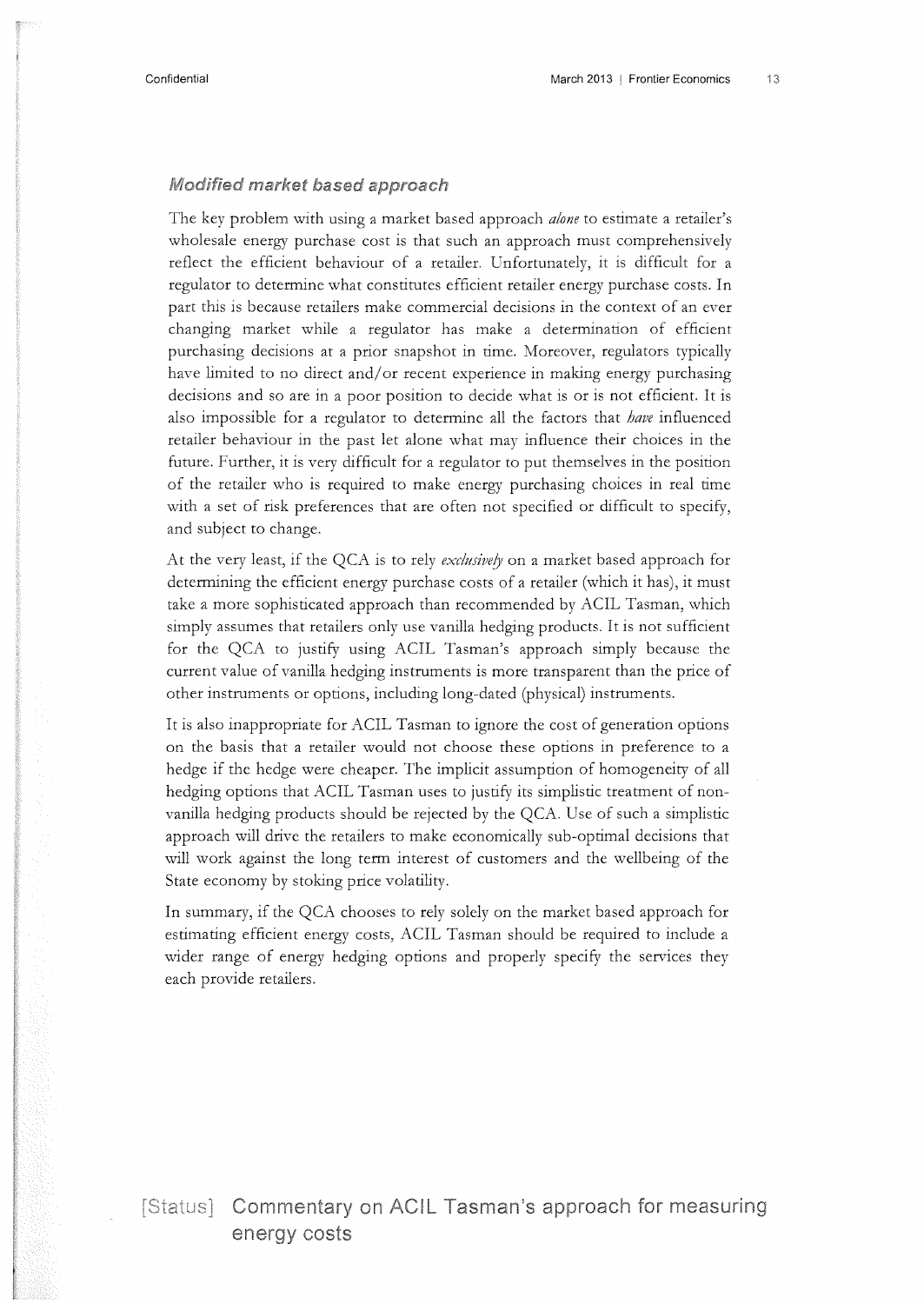### *Modified market based approach*

The key problem with using a market based approach *alone* to estimate a retailer's wholesale energy purchase cost is that such an approach must comprehensively reflect the efficient behaviour of a retailer. Unfortunately, it is difficult for a regulator to determine what constitutes efficient retailer energy purchase costs. In part this is because retailers make commercial decisions in the context of an ever changing market while a regulator has make a determination of efficient purchasing decisions at a prior snapshot in time. Moreover, regulators typically have limited to no direct and/or recent experience in making energy purchasing decisions and so are in a poor position to decide what is or is not efficient. It is also impossible for a regulator to determine all the factors that *have* influenced retailer behaviour in the past let alone what may influence their choices in the future. Further, it is very difficult for a regulator to put themselves in the position of the retailer who is required to make energy purchasing choices in real time with a set of risk preferences that are often not specified or difficult to specify, and subject to change.

At the very least, if the QCA is to rely *exclusively* on a market based approach for determining the efficient energy purchase costs of a retailer (which it has), it must take a more sophisticated approach than recommended by ACIL Tasman, which simply assumes that retailers only use vanilla hedging products. It is not sufficient for the QCA to justify using ACIL Tasman's approach simply because the current value of vanilla hedging instruments is more transparent than the price of other instruments or options, including long-dated (physical) instruments.

It is also inappropriate for ACIL Tasman to ignore the cost of generation options on the basis that a retailer would not choose these options in preference to a hedge if the hedge were cheaper. The implicit assumption of homogeneity of all hedging options that ACIL Tasman uses to justify its simplistic treatment of non-vanilla hedging products should be rejected by the QCA. Use of such a simplistic approach will drive the retailers to make economically sub-optimal decisions that will work against the long term interest of customers and the wellbeing of the State economy by stoking price volatility.

In summary, if the QCA chooses to rely solely on the market based approach for estimating efficient energy costs, ACIL Tasman should be required to include a wider range of energy hedging options and properly specify the services they each provide retailers.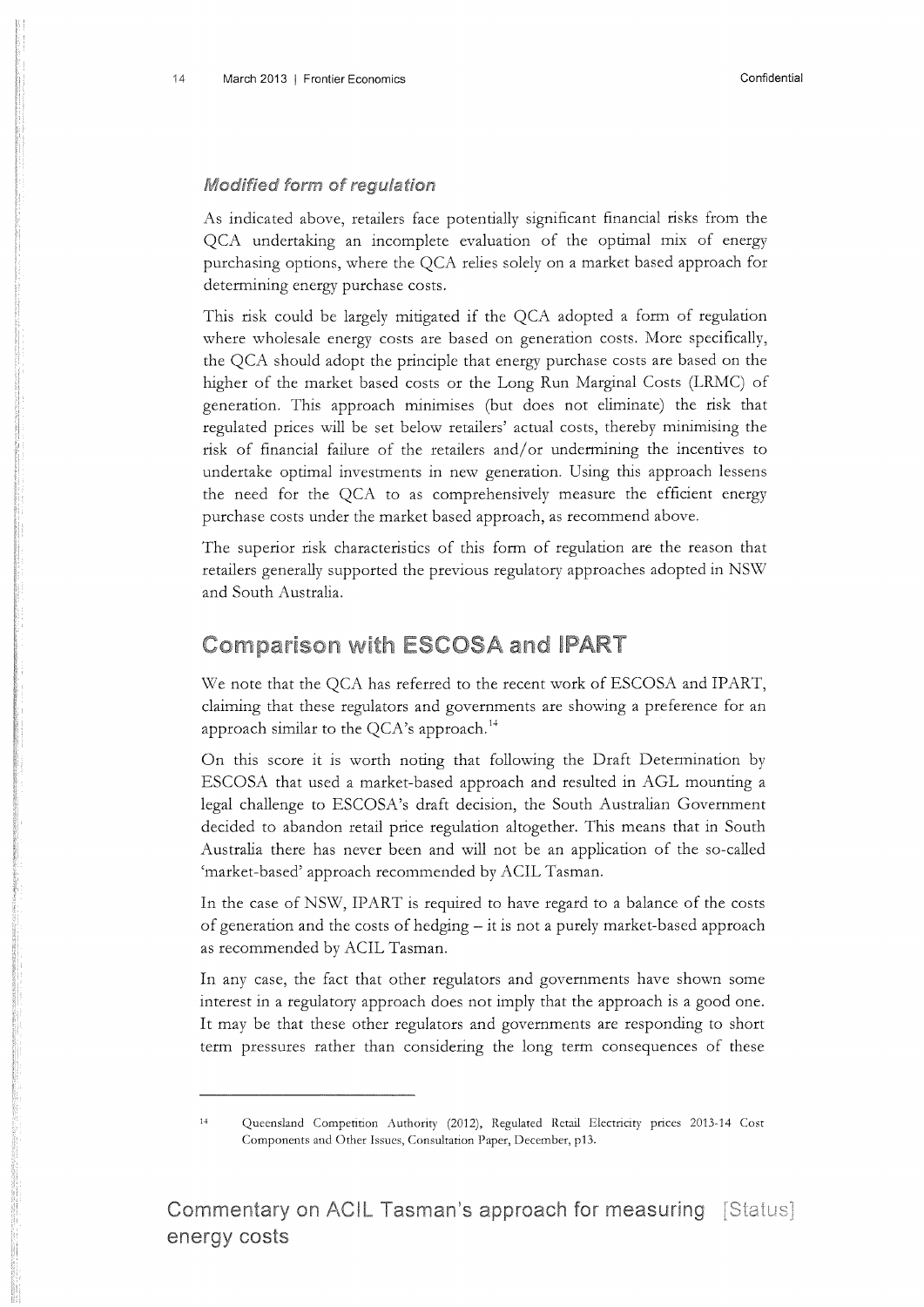### *Modified form of regulation*

As indicated above, retailers face potentially significant financial risks from the QCA undertaking an incomplete evaluation of the optimal mix of energy purchasing options, where the QCA relies solely on a market based approach for determining energy purchase costs.

This risk could be largely mitigated if the QCA adopted a form of regulation where wholesale energy costs are based on generation costs. More specifically, the QCA should adopt the principle that energy purchase costs are based on the higher of the market based costs or the Long Run Marginal Costs (LRMC) of generation. This approach minimises (but does not eliminate) the risk that regulated prices will be set below retailers' actual costs, thereby minimising the risk of financial failure of the retailers and/or undermining the incentives to undertake optimal investments in new generation. Using this approach lessens the need for the QCA to as comprehensively measure the efficient energy purchase costs under the market based approach, as recommend above.

The superior risk characteristics of this form of regulation are the reason that retailers generally supported the previous regulatory approaches adopted in NSW and South Australia.

## Comparison with ESCOSA and IPART

We note that the QCA has referred to the recent work of ESCOSA and IPART, claiming that these regulators and governments are showing a preference for an approach similar to the QCA's approach.[14]

On this score it is worth noting that following the Draft Determination by ESCOSA that used a market-based approach and resulted in AGL mounting a legal challenge to ESCOSA's draft decision, the South Australian Government decided to abandon retail price regulation altogether. This means that in South Australia there has never been and will not be an application of the so-called 'market-based' approach recommended by ACIL Tasman.

In the case of NSW, IPART is required to have regard to a balance of the costs of generation and the costs of hedging – it is not a purely market-based approach as recommended by ACIL Tasman.

In any case, the fact that other regulators and governments have shown some interest in a regulatory approach does not imply that the approach is a good one. It may be that these other regulators and governments are responding to short term pressures rather than considering the long term consequences of these

---

[14] Queensland Competition Authority (2012), Regulated Retail Electricity prices 2013-14 Cost Components and Other Issues, Consultation Paper, December, p13.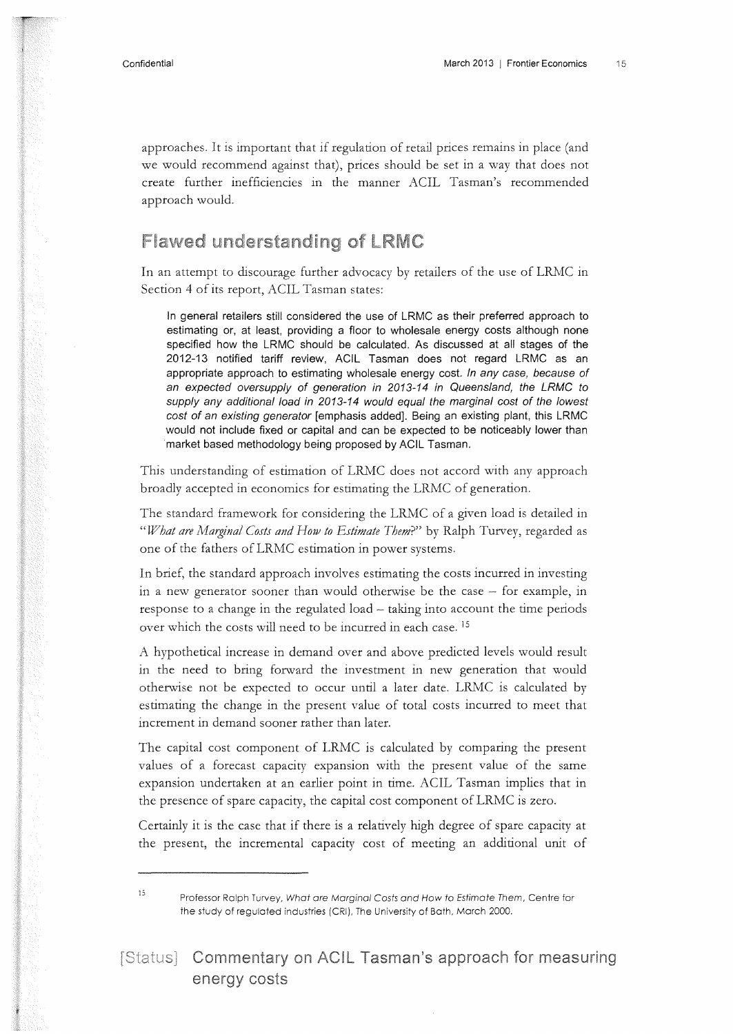approaches. It is important that if regulation of retail prices remains in place (and we would recommend against that), prices should be set in a way that does not create further inefficiencies in the manner ACIL Tasman's recommended approach would.

## Flawed understanding of LRMC

In an attempt to discourage further advocacy by retailers of the use of LRMC in Section 4 of its report, ACIL Tasman states:

> In general retailers still considered the use of LRMC as their preferred approach to estimating or, at least, providing a floor to wholesale energy costs although none specified how the LRMC should be calculated. As discussed at all stages of the 2012-13 notified tariff review, ACIL Tasman does not regard LRMC as an appropriate approach to estimating wholesale energy cost. *In any case, because of an expected oversupply of generation in 2013-14 in Queensland, the LRMC to supply any additional load in 2013-14 would equal the marginal cost of the lowest cost of an existing generator* [emphasis added]. Being an existing plant, this LRMC would not include fixed or capital and can be expected to be noticeably lower than market based methodology being proposed by ACIL Tasman.

This understanding of estimation of LRMC does not accord with any approach broadly accepted in economics for estimating the LRMC of generation.

The standard framework for considering the LRMC of a given load is detailed in "*What are Marginal Costs and How to Estimate Them?*" by Ralph Turvey, regarded as one of the fathers of LRMC estimation in power systems.

In brief, the standard approach involves estimating the costs incurred in investing in a new generator sooner than would otherwise be the case – for example, in response to a change in the regulated load – taking into account the time periods over which the costs will need to be incurred in each case.[15]

A hypothetical increase in demand over and above predicted levels would result in the need to bring forward the investment in new generation that would otherwise not be expected to occur until a later date. LRMC is calculated by estimating the change in the present value of total costs incurred to meet that increment in demand sooner rather than later.

The capital cost component of LRMC is calculated by comparing the present values of a forecast capacity expansion with the present value of the same expansion undertaken at an earlier point in time. ACIL Tasman implies that in the presence of spare capacity, the capital cost component of LRMC is zero.

Certainly it is the case that if there is a relatively high degree of spare capacity at the present, the incremental capacity cost of meeting an additional unit of

---

[15] Professor Ralph Turvey, *What are Marginal Costs and How to Estimate Them*, Centre for the study of regulated industries (CRI), The University of Bath, March 2000.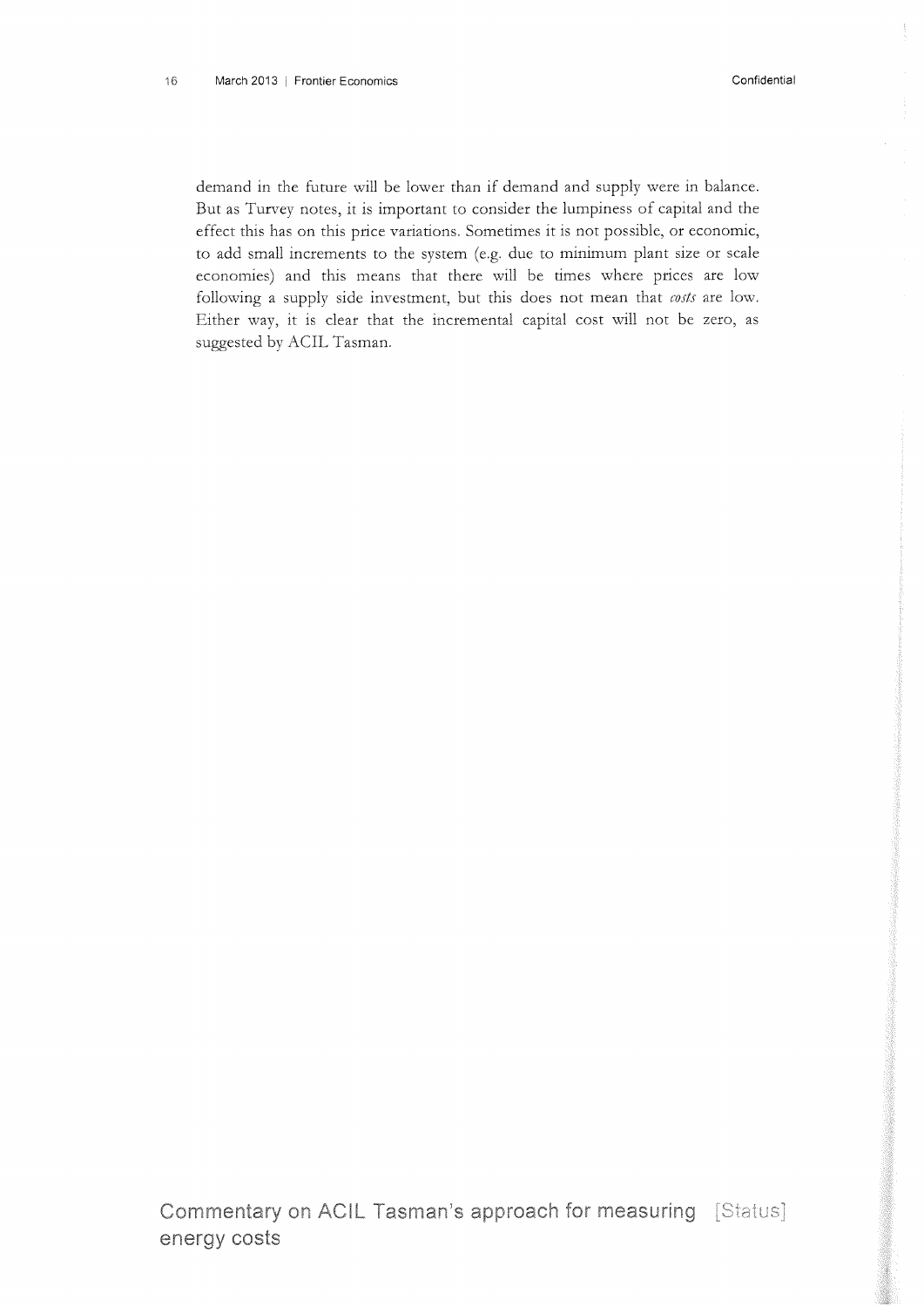demand in the future will be lower than if demand and supply were in balance. But as Turvey notes, it is important to consider the lumpiness of capital and the effect this has on this price variations. Sometimes it is not possible, or economic, to add small increments to the system (e.g. due to minimum plant size or scale economies) and this means that there will be times where prices are low following a supply side investment, but this does not mean that *costs* are low. Either way, it is clear that the incremental capital cost will not be zero, as suggested by ACIL Tasman.